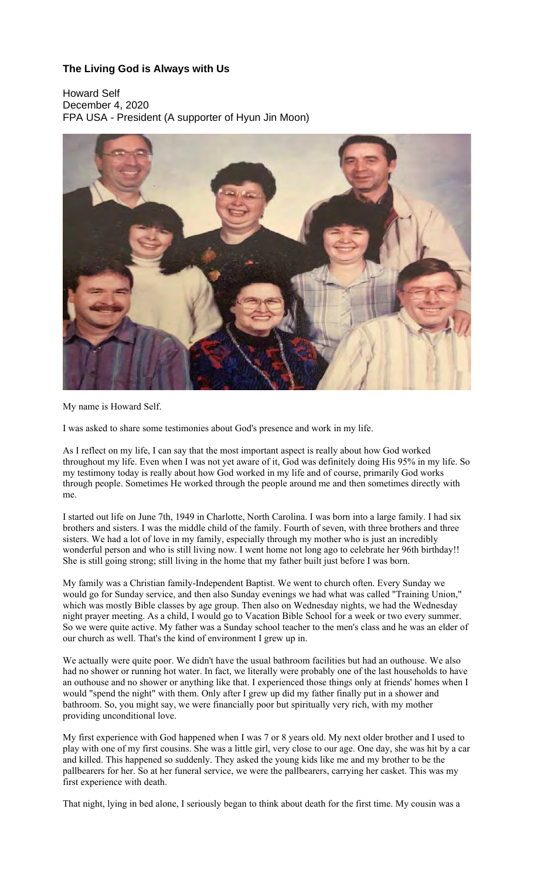# The Living God is Always with Us

Howard Self
December 4, 2020
FPA USA - President (A supporter of Hyun Jin Moon)

My name is Howard Self.

I was asked to share some testimonies about God's presence and work in my life.

As I reflect on my life, I can say that the most important aspect is really about how God worked throughout my life. Even when I was not yet aware of it, God was definitely doing His 95% in my life. So my testimony today is really about how God worked in my life and of course, primarily God works through people. Sometimes He worked through the people around me and then sometimes directly with me.

I started out life on June 7th, 1949 in Charlotte, North Carolina. I was born into a large family. I had six brothers and sisters. I was the middle child of the family. Fourth of seven, with three brothers and three sisters. We had a lot of love in my family, especially through my mother who is just an incredibly wonderful person and who is still living now. I went home not long ago to celebrate her 96th birthday!! She is still going strong; still living in the home that my father built just before I was born.

My family was a Christian family-Independent Baptist. We went to church often. Every Sunday we would go for Sunday service, and then also Sunday evenings we had what was called "Training Union," which was mostly Bible classes by age group. Then also on Wednesday nights, we had the Wednesday night prayer meeting. As a child, I would go to Vacation Bible School for a week or two every summer. So we were quite active. My father was a Sunday school teacher to the men's class and he was an elder of our church as well. That's the kind of environment I grew up in.

We actually were quite poor. We didn't have the usual bathroom facilities but had an outhouse. We also had no shower or running hot water. In fact, we literally were probably one of the last households to have an outhouse and no shower or anything like that. I experienced those things only at friends' homes when I would "spend the night" with them. Only after I grew up did my father finally put in a shower and bathroom. So, you might say, we were financially poor but spiritually very rich, with my mother providing unconditional love.

My first experience with God happened when I was 7 or 8 years old. My next older brother and I used to play with one of my first cousins. She was a little girl, very close to our age. One day, she was hit by a car and killed. This happened so suddenly. They asked the young kids like me and my brother to be the pallbearers for her. So at her funeral service, we were the pallbearers, carrying her casket. This was my first experience with death.

That night, lying in bed alone, I seriously began to think about death for the first time. My cousin was a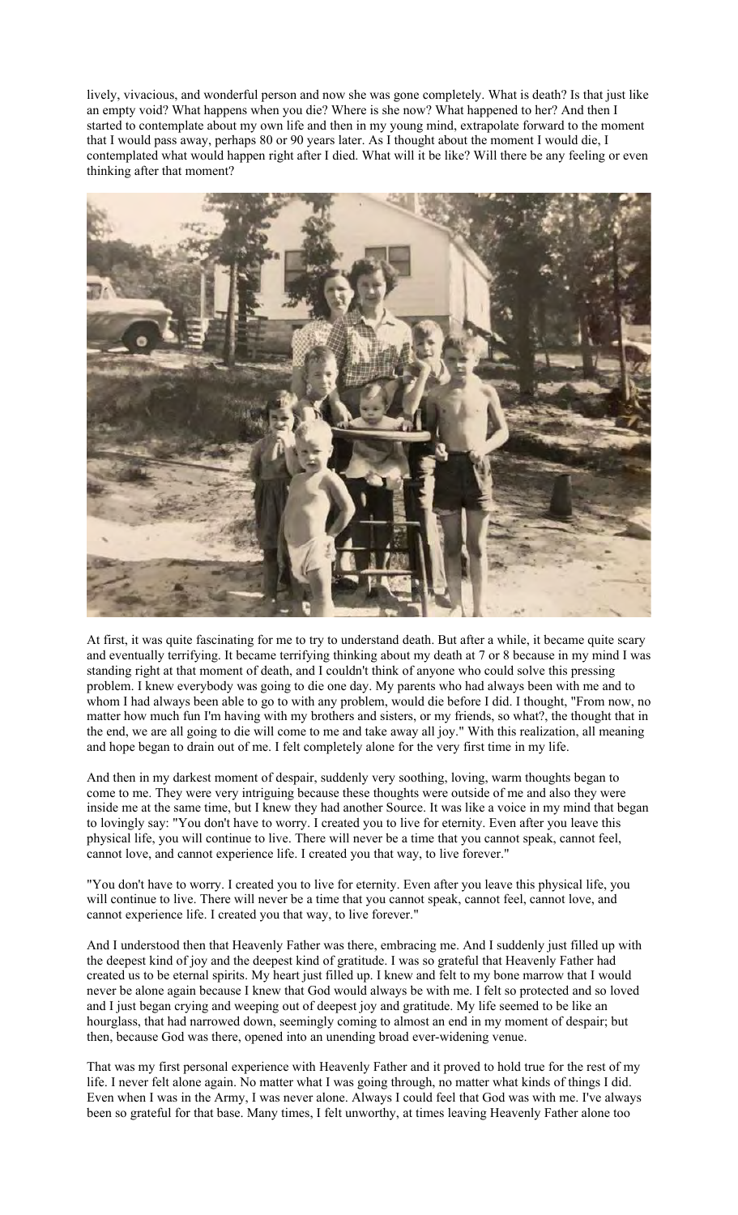lively, vivacious, and wonderful person and now she was gone completely. What is death? Is that just like an empty void? What happens when you die? Where is she now? What happened to her? And then I started to contemplate about my own life and then in my young mind, extrapolate forward to the moment that I would pass away, perhaps 80 or 90 years later. As I thought about the moment I would die, I contemplated what would happen right after I died. What will it be like? Will there be any feeling or even thinking after that moment?

At first, it was quite fascinating for me to try to understand death. But after a while, it became quite scary and eventually terrifying. It became terrifying thinking about my death at 7 or 8 because in my mind I was standing right at that moment of death, and I couldn't think of anyone who could solve this pressing problem. I knew everybody was going to die one day. My parents who had always been with me and to whom I had always been able to go to with any problem, would die before I did. I thought, "From now, no matter how much fun I'm having with my brothers and sisters, or my friends, so what?, the thought that in the end, we are all going to die will come to me and take away all joy." With this realization, all meaning and hope began to drain out of me. I felt completely alone for the very first time in my life.

And then in my darkest moment of despair, suddenly very soothing, loving, warm thoughts began to come to me. They were very intriguing because these thoughts were outside of me and also they were inside me at the same time, but I knew they had another Source. It was like a voice in my mind that began to lovingly say: "You don't have to worry. I created you to live for eternity. Even after you leave this physical life, you will continue to live. There will never be a time that you cannot speak, cannot feel, cannot love, and cannot experience life. I created you that way, to live forever."

"You don't have to worry. I created you to live for eternity. Even after you leave this physical life, you will continue to live. There will never be a time that you cannot speak, cannot feel, cannot love, and cannot experience life. I created you that way, to live forever."

And I understood then that Heavenly Father was there, embracing me. And I suddenly just filled up with the deepest kind of joy and the deepest kind of gratitude. I was so grateful that Heavenly Father had created us to be eternal spirits. My heart just filled up. I knew and felt to my bone marrow that I would never be alone again because I knew that God would always be with me. I felt so protected and so loved and I just began crying and weeping out of deepest joy and gratitude. My life seemed to be like an hourglass, that had narrowed down, seemingly coming to almost an end in my moment of despair; but then, because God was there, opened into an unending broad ever-widening venue.

That was my first personal experience with Heavenly Father and it proved to hold true for the rest of my life. I never felt alone again. No matter what I was going through, no matter what kinds of things I did. Even when I was in the Army, I was never alone. Always I could feel that God was with me. I've always been so grateful for that base. Many times, I felt unworthy, at times leaving Heavenly Father alone too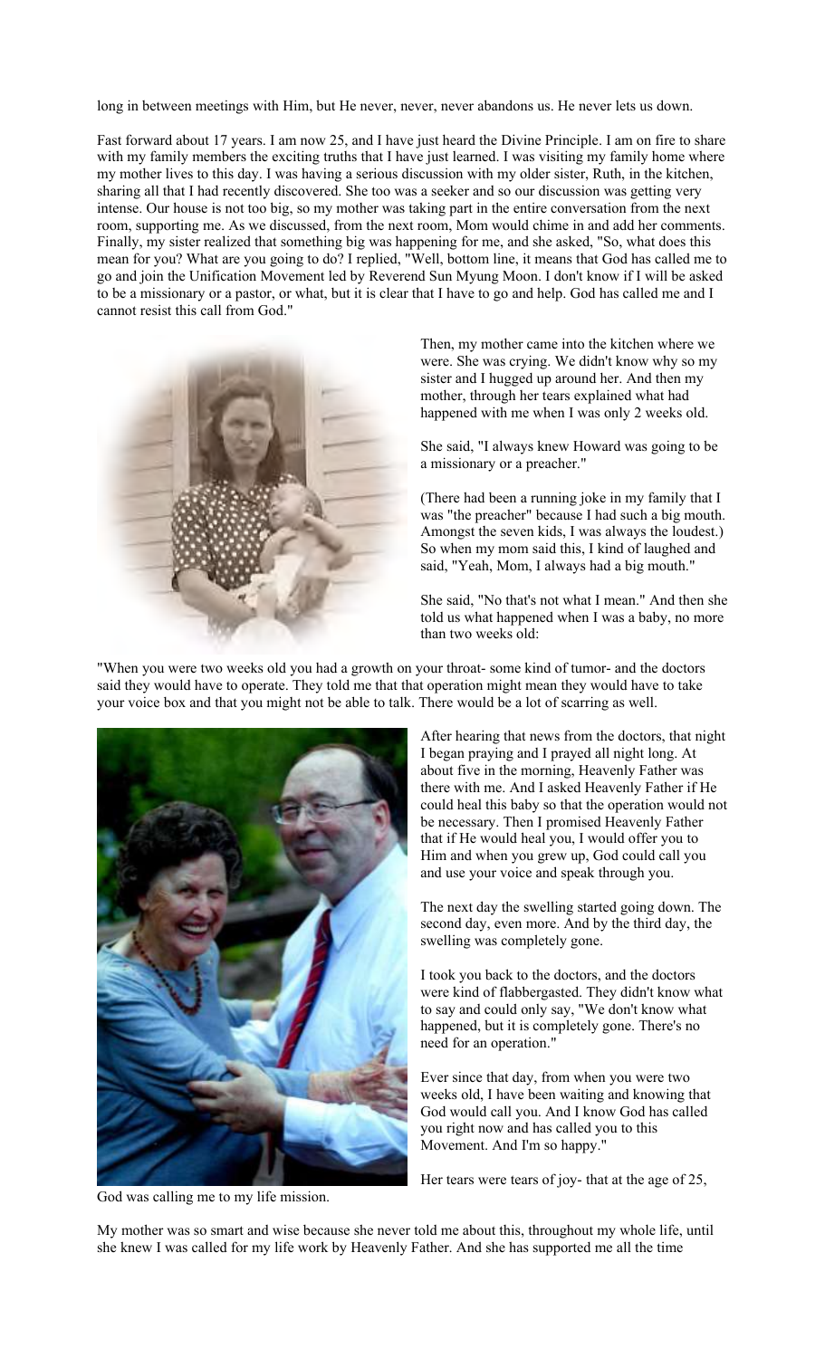long in between meetings with Him, but He never, never, never abandons us. He never lets us down.

Fast forward about 17 years. I am now 25, and I have just heard the Divine Principle. I am on fire to share with my family members the exciting truths that I have just learned. I was visiting my family home where my mother lives to this day. I was having a serious discussion with my older sister, Ruth, in the kitchen, sharing all that I had recently discovered. She too was a seeker and so our discussion was getting very intense. Our house is not too big, so my mother was taking part in the entire conversation from the next room, supporting me. As we discussed, from the next room, Mom would chime in and add her comments. Finally, my sister realized that something big was happening for me, and she asked, "So, what does this mean for you? What are you going to do? I replied, "Well, bottom line, it means that God has called me to go and join the Unification Movement led by Reverend Sun Myung Moon. I don't know if I will be asked to be a missionary or a pastor, or what, but it is clear that I have to go and help. God has called me and I cannot resist this call from God."

Then, my mother came into the kitchen where we were. She was crying. We didn't know why so my sister and I hugged up around her. And then my mother, through her tears explained what had happened with me when I was only 2 weeks old.

She said, "I always knew Howard was going to be a missionary or a preacher."

(There had been a running joke in my family that I was "the preacher" because I had such a big mouth. Amongst the seven kids, I was always the loudest.) So when my mom said this, I kind of laughed and said, "Yeah, Mom, I always had a big mouth."

She said, "No that's not what I mean." And then she told us what happened when I was a baby, no more than two weeks old:

"When you were two weeks old you had a growth on your throat- some kind of tumor- and the doctors said they would have to operate. They told me that that operation might mean they would have to take your voice box and that you might not be able to talk. There would be a lot of scarring as well.

After hearing that news from the doctors, that night I began praying and I prayed all night long. At about five in the morning, Heavenly Father was there with me. And I asked Heavenly Father if He could heal this baby so that the operation would not be necessary. Then I promised Heavenly Father that if He would heal you, I would offer you to Him and when you grew up, God could call you and use your voice and speak through you.

The next day the swelling started going down. The second day, even more. And by the third day, the swelling was completely gone.

I took you back to the doctors, and the doctors were kind of flabbergasted. They didn't know what to say and could only say, "We don't know what happened, but it is completely gone. There's no need for an operation."

Ever since that day, from when you were two weeks old, I have been waiting and knowing that God would call you. And I know God has called you right now and has called you to this Movement. And I'm so happy."

Her tears were tears of joy- that at the age of 25, God was calling me to my life mission.

My mother was so smart and wise because she never told me about this, throughout my whole life, until she knew I was called for my life work by Heavenly Father. And she has supported me all the time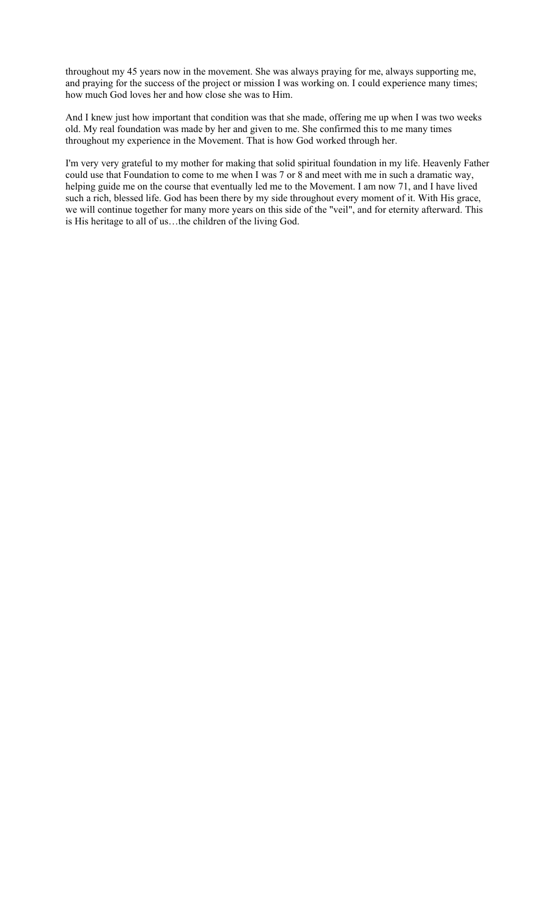throughout my 45 years now in the movement. She was always praying for me, always supporting me, and praying for the success of the project or mission I was working on. I could experience many times; how much God loves her and how close she was to Him.

And I knew just how important that condition was that she made, offering me up when I was two weeks old. My real foundation was made by her and given to me. She confirmed this to me many times throughout my experience in the Movement. That is how God worked through her.

I'm very very grateful to my mother for making that solid spiritual foundation in my life. Heavenly Father could use that Foundation to come to me when I was 7 or 8 and meet with me in such a dramatic way, helping guide me on the course that eventually led me to the Movement. I am now 71, and I have lived such a rich, blessed life. God has been there by my side throughout every moment of it. With His grace, we will continue together for many more years on this side of the "veil", and for eternity afterward. This is His heritage to all of us…the children of the living God.